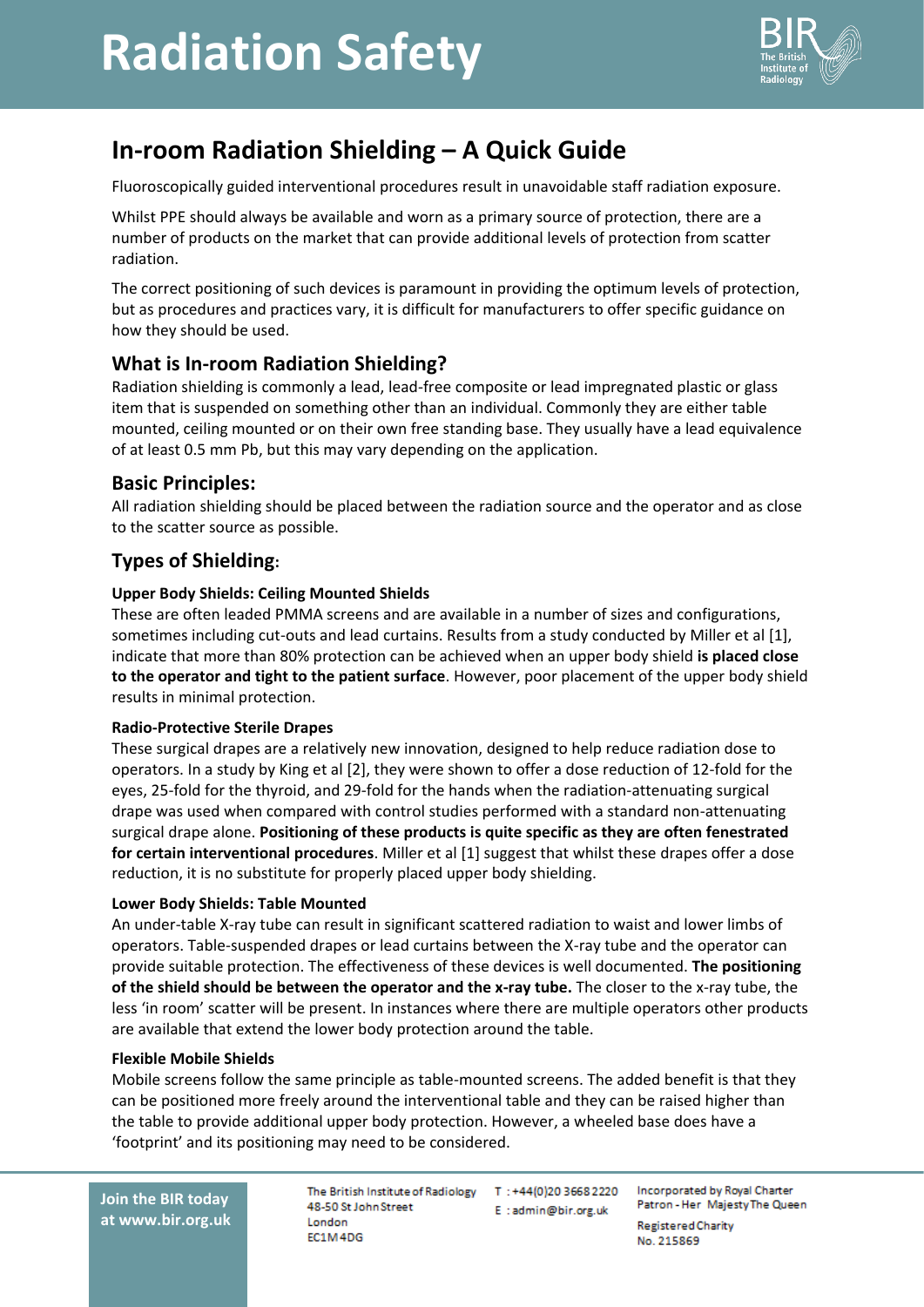# Radiation Safety

## In-room Radiation Shielding – A Quick Guide

Fluoroscopically guided interventional procedures result in unavoidable staff radiation exposure.

Whilst PPE should always be available and worn as a primary source of protection, there are a number of products on the market that can provide additional levels of protection from scatter radiation.

The correct positioning of such devices is paramount in providing the optimum levels of protection, but as procedures and practices vary, it is difficult for manufacturers to offer specific guidance on how they should be used.

### What is In-room Radiation Shielding?

Radiation shielding is commonly a lead, lead-free composite or lead impregnated plastic or glass item that is suspended on something other than an individual. Commonly they are either table mounted, ceiling mounted or on their own free standing base. They usually have a lead equivalence of at least 0.5 mm Pb, but this may vary depending on the application.

### Basic Principles:

All radiation shielding should be placed between the radiation source and the operator and as close to the scatter source as possible.

### Types of Shielding:

#### Upper Body Shields: Ceiling Mounted Shields

These are often leaded PMMA screens and are available in a number of sizes and configurations, sometimes including cut-outs and lead curtains. Results from a study conducted by Miller et al [1], indicate that more than 80% protection can be achieved when an upper body shield **is placed close to the operator and tight to the patient surface**. However, poor placement of the upper body shield results in minimal protection.

#### Radio-Protective Sterile Drapes

These surgical drapes are a relatively new innovation, designed to help reduce radiation dose to operators. In a study by King et al [2], they were shown to offer a dose reduction of 12-fold for the eyes, 25-fold for the thyroid, and 29-fold for the hands when the radiation-attenuating surgical drape was used when compared with control studies performed with a standard non-attenuating surgical drape alone. **Positioning of these products is quite specific as they are often fenestrated for certain interventional procedures**. Miller et al [1] suggest that whilst these drapes offer a dose reduction, it is no substitute for properly placed upper body shielding.

#### Lower Body Shields: Table Mounted

An under-table X-ray tube can result in significant scattered radiation to waist and lower limbs of operators. Table-suspended drapes or lead curtains between the X-ray tube and the operator can provide suitable protection. The effectiveness of these devices is well documented. **The positioning of the shield should be between the operator and the x-ray tube.** The closer to the x-ray tube, the less 'in room' scatter will be present. In instances where there are multiple operators other products are available that extend the lower body protection around the table.

#### Flexible Mobile Shields

Mobile screens follow the same principle as table-mounted screens. The added benefit is that they can be positioned more freely around the interventional table and they can be raised higher than the table to provide additional upper body protection. However, a wheeled base does have a 'footprint' and its positioning may need to be considered.

**Join the BIR today at www.bir.org.uk**

The British Institute of Radiology
48-50 St John Street
London
EC1M 4DG

T : +44(0)20 3668 2220
E : admin@bir.org.uk

Incorporated by Royal Charter
Patron - Her Majesty The Queen
Registered Charity
No. 215869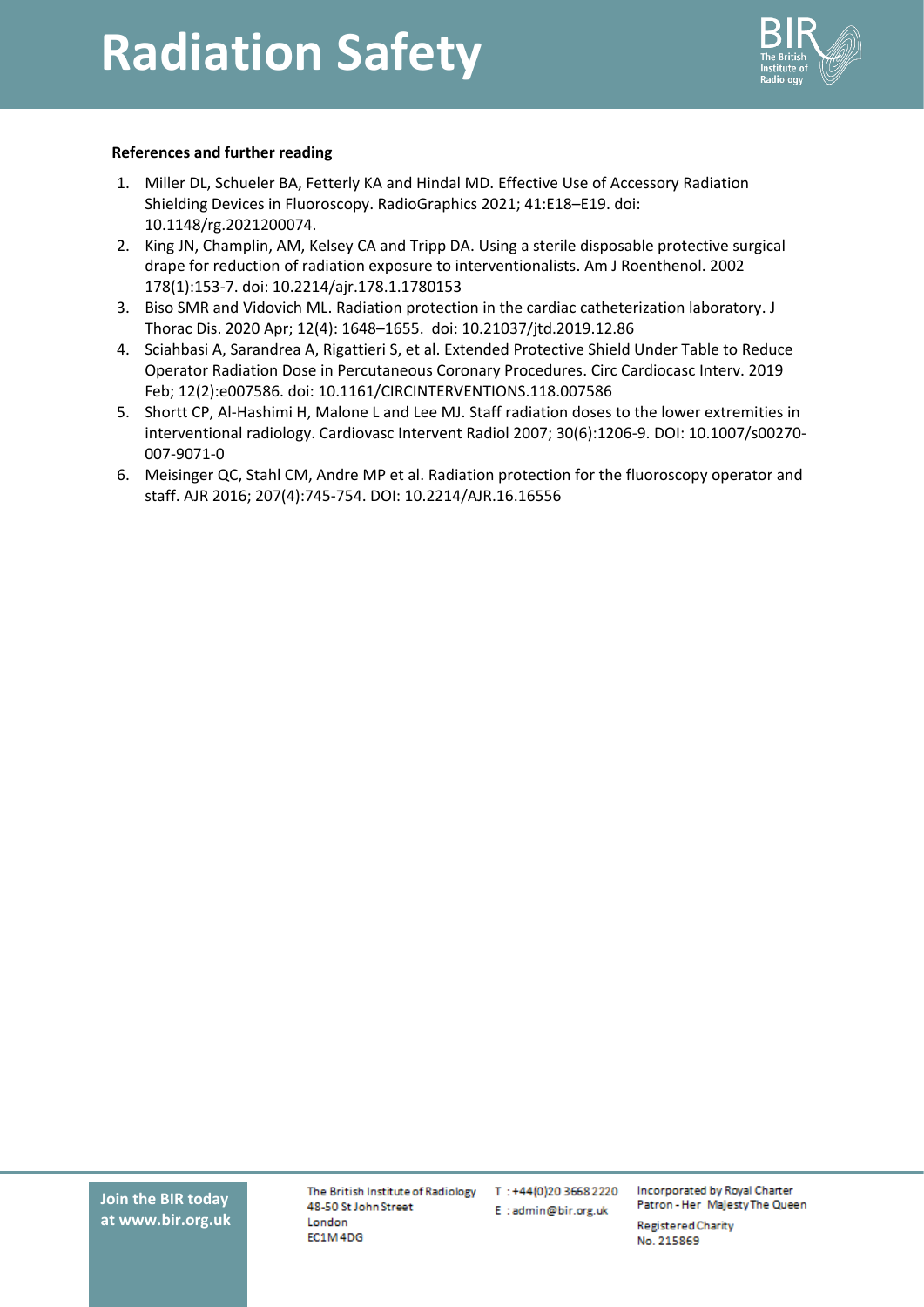**References and further reading**

1. Miller DL, Schueler BA, Fetterly KA and Hindal MD. Effective Use of Accessory Radiation Shielding Devices in Fluoroscopy. RadioGraphics 2021; 41:E18–E19. doi: 10.1148/rg.2021200074.
2. King JN, Champlin, AM, Kelsey CA and Tripp DA. Using a sterile disposable protective surgical drape for reduction of radiation exposure to interventionalists. Am J Roenthenol. 2002 178(1):153-7. doi: 10.2214/ajr.178.1.1780153
3. Biso SMR and Vidovich ML. Radiation protection in the cardiac catheterization laboratory. J Thorac Dis. 2020 Apr; 12(4): 1648–1655. doi: 10.21037/jtd.2019.12.86
4. Sciahbasi A, Sarandrea A, Rigattieri S, et al. Extended Protective Shield Under Table to Reduce Operator Radiation Dose in Percutaneous Coronary Procedures. Circ Cardiocasc Interv. 2019 Feb; 12(2):e007586. doi: 10.1161/CIRCINTERVENTIONS.118.007586
5. Shortt CP, Al-Hashimi H, Malone L and Lee MJ. Staff radiation doses to the lower extremities in interventional radiology. Cardiovasc Intervent Radiol 2007; 30(6):1206-9. DOI: 10.1007/s00270-007-9071-0
6. Meisinger QC, Stahl CM, Andre MP et al. Radiation protection for the fluoroscopy operator and staff. AJR 2016; 207(4):745-754. DOI: 10.2214/AJR.16.16556